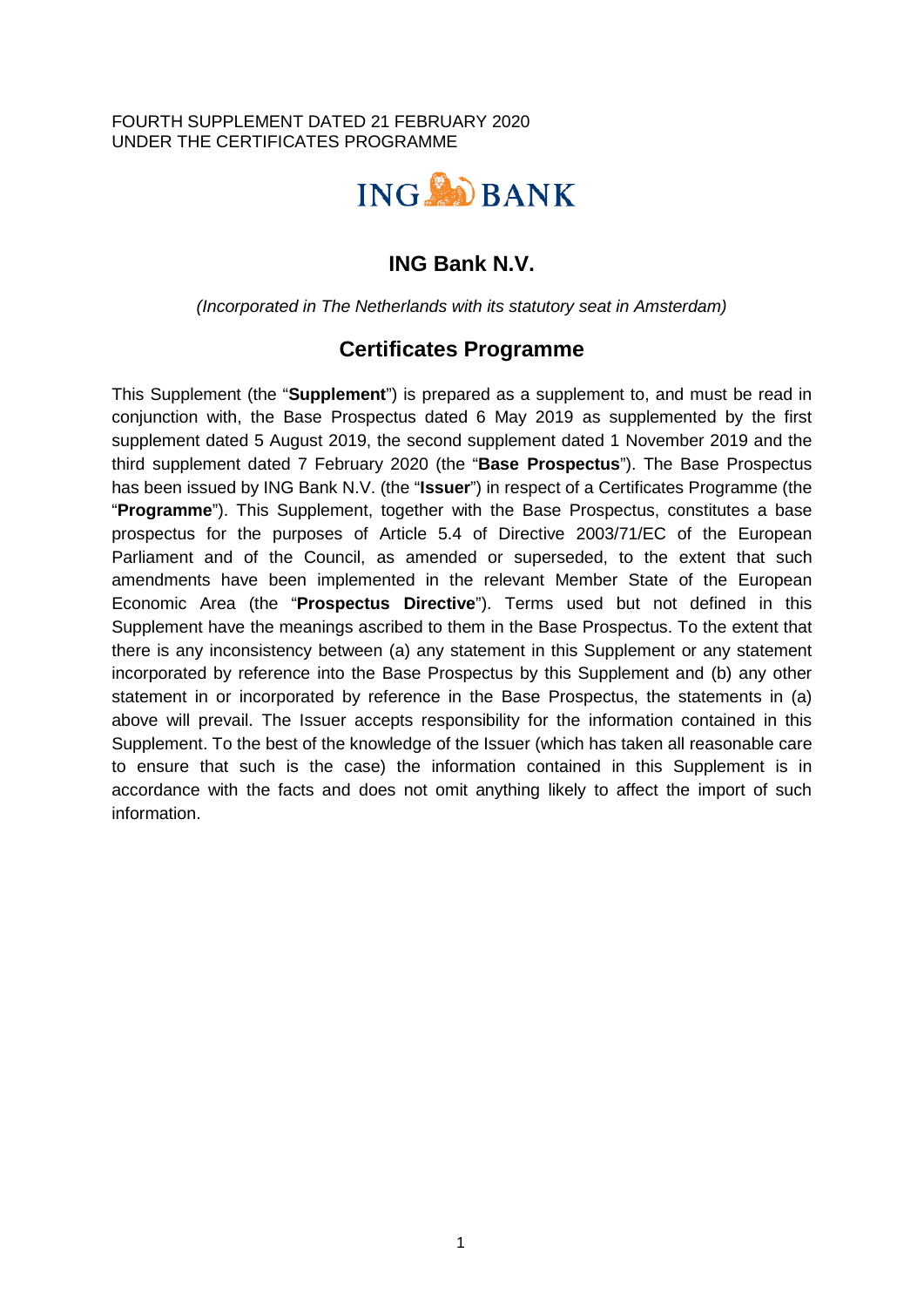FOURTH SUPPLEMENT DATED 21 FEBRUARY 2020
UNDER THE CERTIFICATES PROGRAMME

ING BANK

# ING Bank N.V.

*(Incorporated in The Netherlands with its statutory seat in Amsterdam)*

## Certificates Programme

This Supplement (the "**Supplement**") is prepared as a supplement to, and must be read in conjunction with, the Base Prospectus dated 6 May 2019 as supplemented by the first supplement dated 5 August 2019, the second supplement dated 1 November 2019 and the third supplement dated 7 February 2020 (the "**Base Prospectus**"). The Base Prospectus has been issued by ING Bank N.V. (the "**Issuer**") in respect of a Certificates Programme (the "**Programme**"). This Supplement, together with the Base Prospectus, constitutes a base prospectus for the purposes of Article 5.4 of Directive 2003/71/EC of the European Parliament and of the Council, as amended or superseded, to the extent that such amendments have been implemented in the relevant Member State of the European Economic Area (the "**Prospectus Directive**"). Terms used but not defined in this Supplement have the meanings ascribed to them in the Base Prospectus. To the extent that there is any inconsistency between (a) any statement in this Supplement or any statement incorporated by reference into the Base Prospectus by this Supplement and (b) any other statement in or incorporated by reference in the Base Prospectus, the statements in (a) above will prevail. The Issuer accepts responsibility for the information contained in this Supplement. To the best of the knowledge of the Issuer (which has taken all reasonable care to ensure that such is the case) the information contained in this Supplement is in accordance with the facts and does not omit anything likely to affect the import of such information.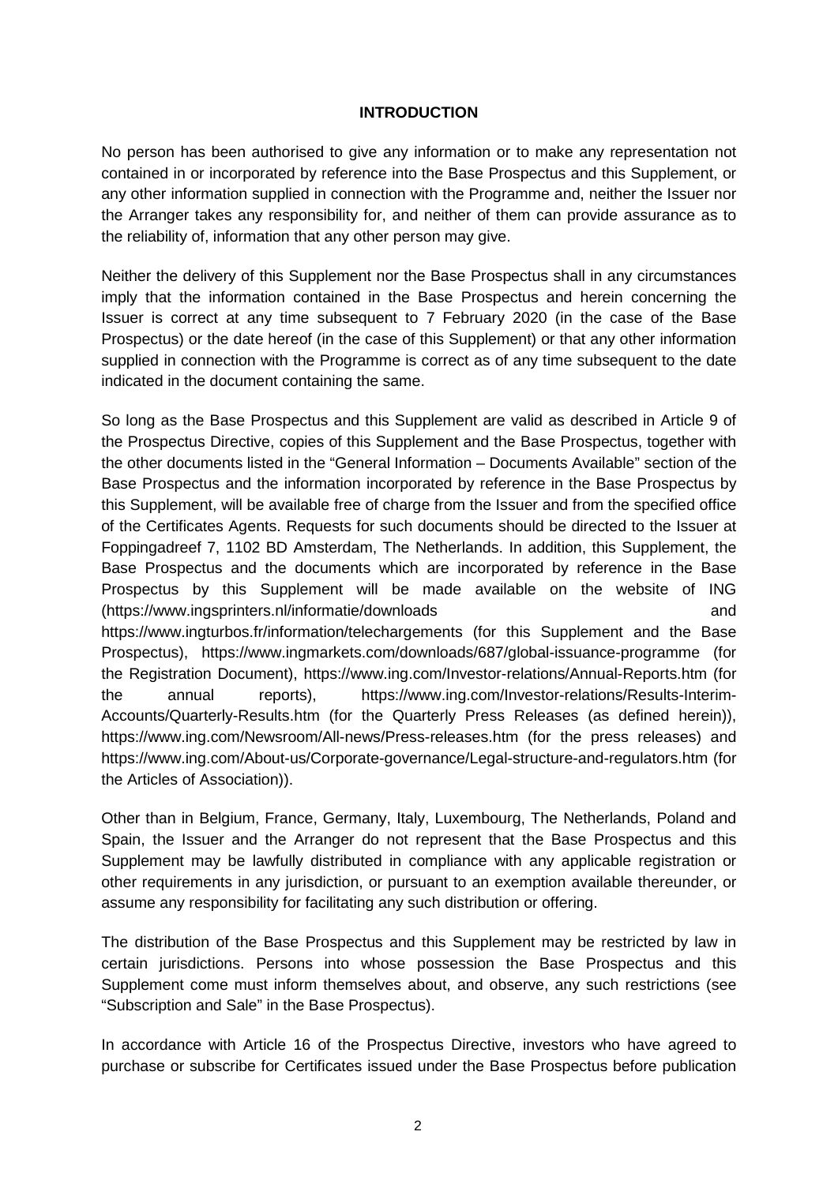# INTRODUCTION

No person has been authorised to give any information or to make any representation not contained in or incorporated by reference into the Base Prospectus and this Supplement, or any other information supplied in connection with the Programme and, neither the Issuer nor the Arranger takes any responsibility for, and neither of them can provide assurance as to the reliability of, information that any other person may give.

Neither the delivery of this Supplement nor the Base Prospectus shall in any circumstances imply that the information contained in the Base Prospectus and herein concerning the Issuer is correct at any time subsequent to 7 February 2020 (in the case of the Base Prospectus) or the date hereof (in the case of this Supplement) or that any other information supplied in connection with the Programme is correct as of any time subsequent to the date indicated in the document containing the same.

So long as the Base Prospectus and this Supplement are valid as described in Article 9 of the Prospectus Directive, copies of this Supplement and the Base Prospectus, together with the other documents listed in the "General Information – Documents Available" section of the Base Prospectus and the information incorporated by reference in the Base Prospectus by this Supplement, will be available free of charge from the Issuer and from the specified office of the Certificates Agents. Requests for such documents should be directed to the Issuer at Foppingadreef 7, 1102 BD Amsterdam, The Netherlands. In addition, this Supplement, the Base Prospectus and the documents which are incorporated by reference in the Base Prospectus by this Supplement will be made available on the website of ING (https://www.ingsprinters.nl/informatie/downloads and https://www.ingturbos.fr/information/telechargements (for this Supplement and the Base Prospectus), https://www.ingmarkets.com/downloads/687/global-issuance-programme (for the Registration Document), https://www.ing.com/Investor-relations/Annual-Reports.htm (for the annual reports), https://www.ing.com/Investor-relations/Results-Interim-Accounts/Quarterly-Results.htm (for the Quarterly Press Releases (as defined herein)), https://www.ing.com/Newsroom/All-news/Press-releases.htm (for the press releases) and https://www.ing.com/About-us/Corporate-governance/Legal-structure-and-regulators.htm (for the Articles of Association)).

Other than in Belgium, France, Germany, Italy, Luxembourg, The Netherlands, Poland and Spain, the Issuer and the Arranger do not represent that the Base Prospectus and this Supplement may be lawfully distributed in compliance with any applicable registration or other requirements in any jurisdiction, or pursuant to an exemption available thereunder, or assume any responsibility for facilitating any such distribution or offering.

The distribution of the Base Prospectus and this Supplement may be restricted by law in certain jurisdictions. Persons into whose possession the Base Prospectus and this Supplement come must inform themselves about, and observe, any such restrictions (see "Subscription and Sale" in the Base Prospectus).

In accordance with Article 16 of the Prospectus Directive, investors who have agreed to purchase or subscribe for Certificates issued under the Base Prospectus before publication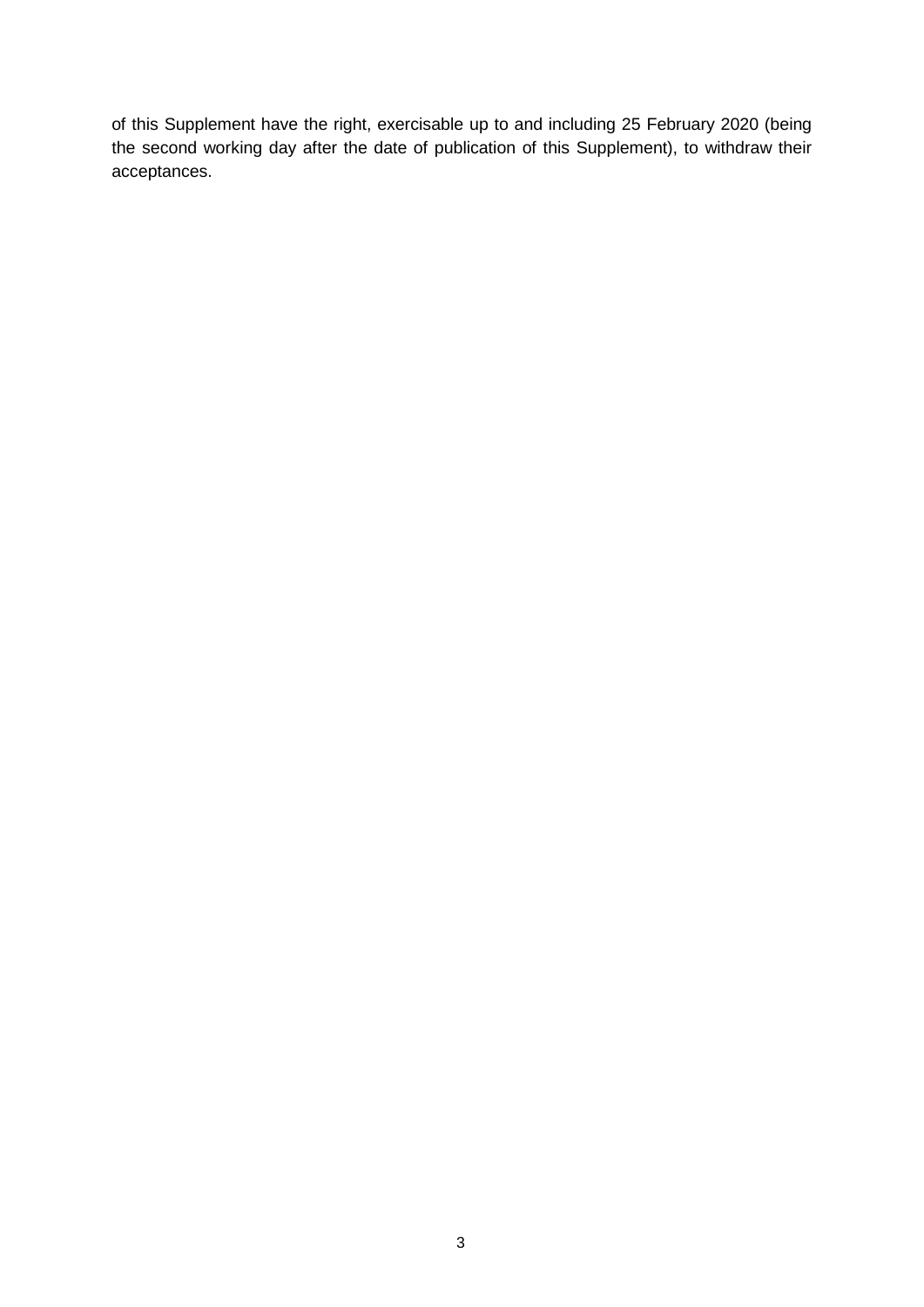of this Supplement have the right, exercisable up to and including 25 February 2020 (being the second working day after the date of publication of this Supplement), to withdraw their acceptances.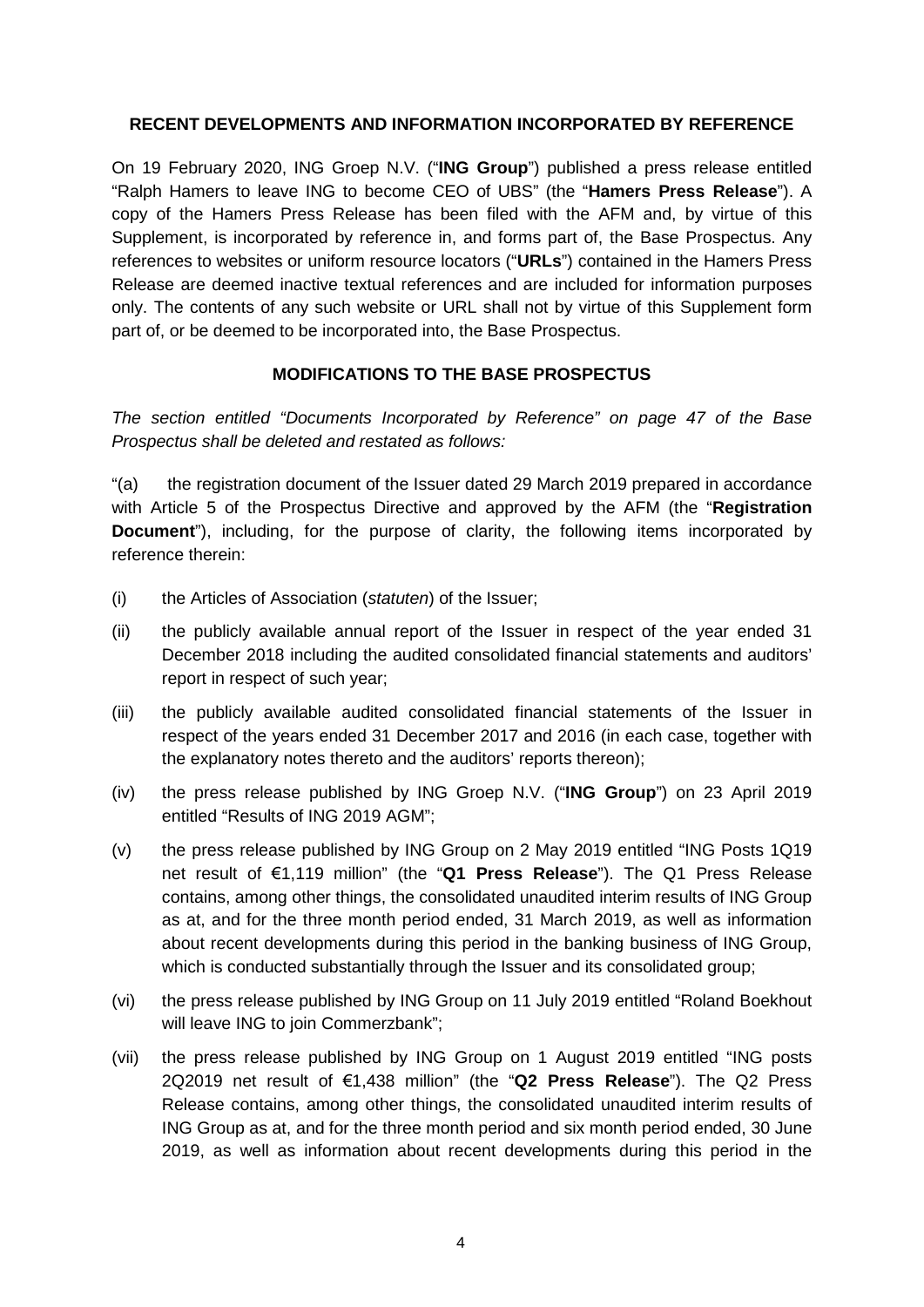## RECENT DEVELOPMENTS AND INFORMATION INCORPORATED BY REFERENCE

On 19 February 2020, ING Groep N.V. ("**ING Group**") published a press release entitled "Ralph Hamers to leave ING to become CEO of UBS" (the "**Hamers Press Release**"). A copy of the Hamers Press Release has been filed with the AFM and, by virtue of this Supplement, is incorporated by reference in, and forms part of, the Base Prospectus. Any references to websites or uniform resource locators ("**URLs**") contained in the Hamers Press Release are deemed inactive textual references and are included for information purposes only. The contents of any such website or URL shall not by virtue of this Supplement form part of, or be deemed to be incorporated into, the Base Prospectus.

## MODIFICATIONS TO THE BASE PROSPECTUS

*The section entitled "Documents Incorporated by Reference" on page 47 of the Base Prospectus shall be deleted and restated as follows:*

"(a) the registration document of the Issuer dated 29 March 2019 prepared in accordance with Article 5 of the Prospectus Directive and approved by the AFM (the "**Registration Document**"), including, for the purpose of clarity, the following items incorporated by reference therein:

(i) the Articles of Association (*statuten*) of the Issuer;

(ii) the publicly available annual report of the Issuer in respect of the year ended 31 December 2018 including the audited consolidated financial statements and auditors' report in respect of such year;

(iii) the publicly available audited consolidated financial statements of the Issuer in respect of the years ended 31 December 2017 and 2016 (in each case, together with the explanatory notes thereto and the auditors' reports thereon);

(iv) the press release published by ING Groep N.V. ("**ING Group**") on 23 April 2019 entitled "Results of ING 2019 AGM";

(v) the press release published by ING Group on 2 May 2019 entitled "ING Posts 1Q19 net result of €1,119 million" (the "**Q1 Press Release**"). The Q1 Press Release contains, among other things, the consolidated unaudited interim results of ING Group as at, and for the three month period ended, 31 March 2019, as well as information about recent developments during this period in the banking business of ING Group, which is conducted substantially through the Issuer and its consolidated group;

(vi) the press release published by ING Group on 11 July 2019 entitled "Roland Boekhout will leave ING to join Commerzbank";

(vii) the press release published by ING Group on 1 August 2019 entitled "ING posts 2Q2019 net result of €1,438 million" (the "**Q2 Press Release**"). The Q2 Press Release contains, among other things, the consolidated unaudited interim results of ING Group as at, and for the three month period and six month period ended, 30 June 2019, as well as information about recent developments during this period in the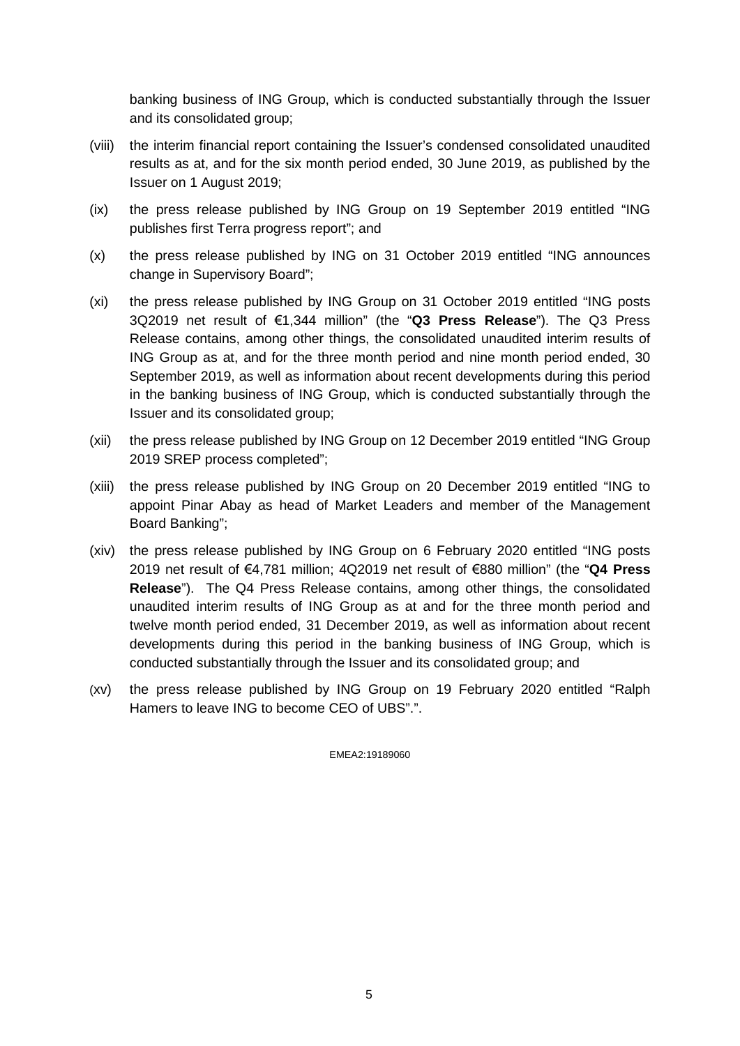banking business of ING Group, which is conducted substantially through the Issuer and its consolidated group;

(viii) the interim financial report containing the Issuer's condensed consolidated unaudited results as at, and for the six month period ended, 30 June 2019, as published by the Issuer on 1 August 2019;

(ix) the press release published by ING Group on 19 September 2019 entitled "ING publishes first Terra progress report"; and

(x) the press release published by ING on 31 October 2019 entitled "ING announces change in Supervisory Board";

(xi) the press release published by ING Group on 31 October 2019 entitled "ING posts 3Q2019 net result of €1,344 million" (the "**Q3 Press Release**"). The Q3 Press Release contains, among other things, the consolidated unaudited interim results of ING Group as at, and for the three month period and nine month period ended, 30 September 2019, as well as information about recent developments during this period in the banking business of ING Group, which is conducted substantially through the Issuer and its consolidated group;

(xii) the press release published by ING Group on 12 December 2019 entitled "ING Group 2019 SREP process completed";

(xiii) the press release published by ING Group on 20 December 2019 entitled "ING to appoint Pinar Abay as head of Market Leaders and member of the Management Board Banking";

(xiv) the press release published by ING Group on 6 February 2020 entitled "ING posts 2019 net result of €4,781 million; 4Q2019 net result of €880 million" (the "**Q4 Press Release**"). The Q4 Press Release contains, among other things, the consolidated unaudited interim results of ING Group as at and for the three month period and twelve month period ended, 31 December 2019, as well as information about recent developments during this period in the banking business of ING Group, which is conducted substantially through the Issuer and its consolidated group; and

(xv) the press release published by ING Group on 19 February 2020 entitled "Ralph Hamers to leave ING to become CEO of UBS".".

EMEA2:19189060